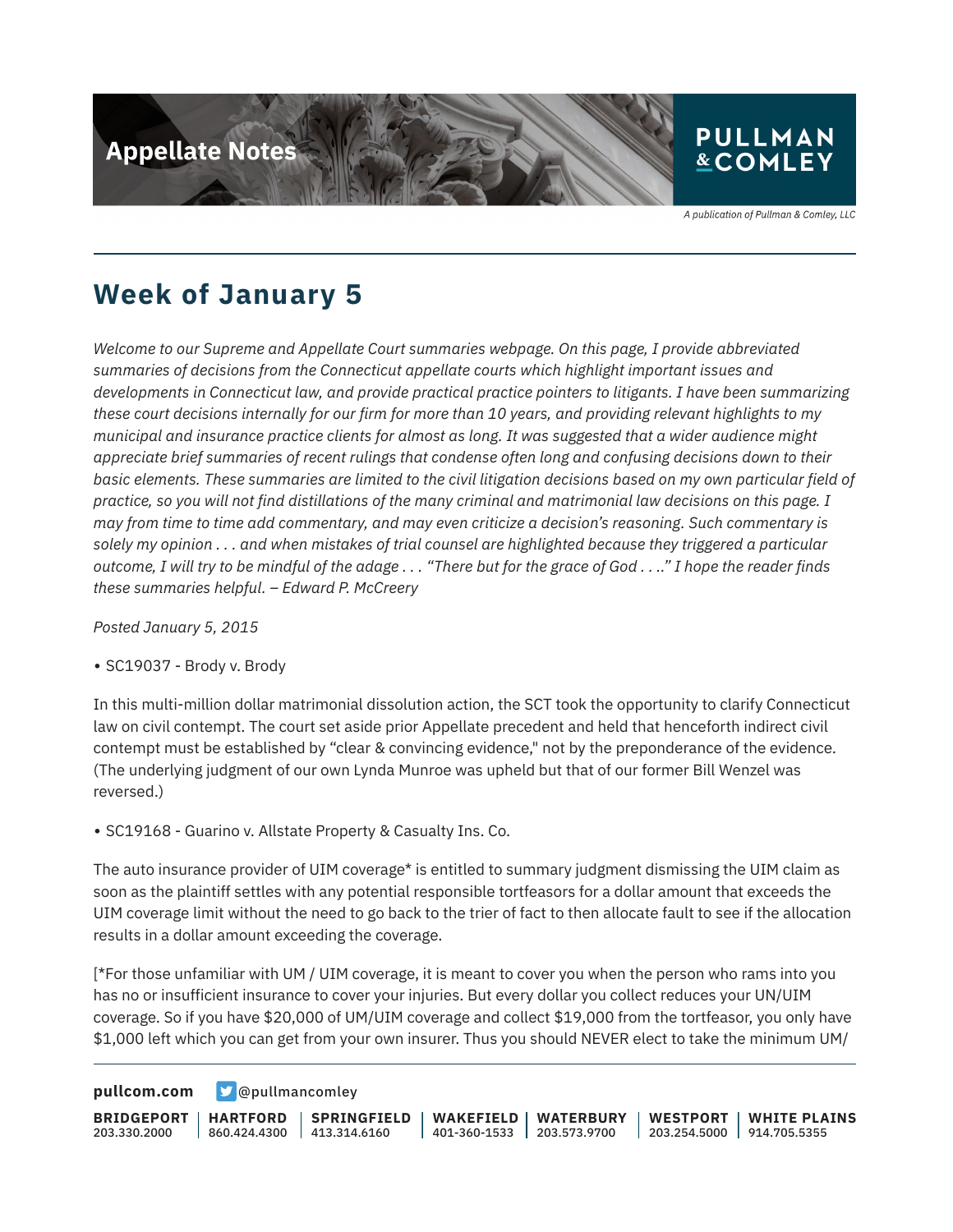Appellate Notes

PULLMAN & COMLEY

*A publication of Pullman & Comley, LLC*

# Week of January 5

*Welcome to our Supreme and Appellate Court summaries webpage. On this page, I provide abbreviated summaries of decisions from the Connecticut appellate courts which highlight important issues and developments in Connecticut law, and provide practical practice pointers to litigants. I have been summarizing these court decisions internally for our firm for more than 10 years, and providing relevant highlights to my municipal and insurance practice clients for almost as long. It was suggested that a wider audience might appreciate brief summaries of recent rulings that condense often long and confusing decisions down to their basic elements. These summaries are limited to the civil litigation decisions based on my own particular field of practice, so you will not find distillations of the many criminal and matrimonial law decisions on this page. I may from time to time add commentary, and may even criticize a decision's reasoning. Such commentary is solely my opinion . . . and when mistakes of trial counsel are highlighted because they triggered a particular outcome, I will try to be mindful of the adage . . . "There but for the grace of God . . .." I hope the reader finds these summaries helpful. – Edward P. McCreery*

*Posted January 5, 2015*

• SC19037 - Brody v. Brody

In this multi-million dollar matrimonial dissolution action, the SCT took the opportunity to clarify Connecticut law on civil contempt. The court set aside prior Appellate precedent and held that henceforth indirect civil contempt must be established by "clear & convincing evidence," not by the preponderance of the evidence. (The underlying judgment of our own Lynda Munroe was upheld but that of our former Bill Wenzel was reversed.)

• SC19168 - Guarino v. Allstate Property & Casualty Ins. Co.

The auto insurance provider of UIM coverage* is entitled to summary judgment dismissing the UIM claim as soon as the plaintiff settles with any potential responsible tortfeasors for a dollar amount that exceeds the UIM coverage limit without the need to go back to the trier of fact to then allocate fault to see if the allocation results in a dollar amount exceeding the coverage.

[*For those unfamiliar with UM / UIM coverage, it is meant to cover you when the person who rams into you has no or insufficient insurance to cover your injuries. But every dollar you collect reduces your UN/UIM coverage. So if you have $20,000 of UM/UIM coverage and collect $19,000 from the tortfeasor, you only have $1,000 left which you can get from your own insurer. Thus you should NEVER elect to take the minimum UM/

pullcom.com @pullmancomley

BRIDGEPORT 203.330.2000 | HARTFORD 860.424.4300 | SPRINGFIELD 413.314.6160 | WAKEFIELD 401-360-1533 | WATERBURY 203.573.9700 | WESTPORT 203.254.5000 | WHITE PLAINS 914.705.5355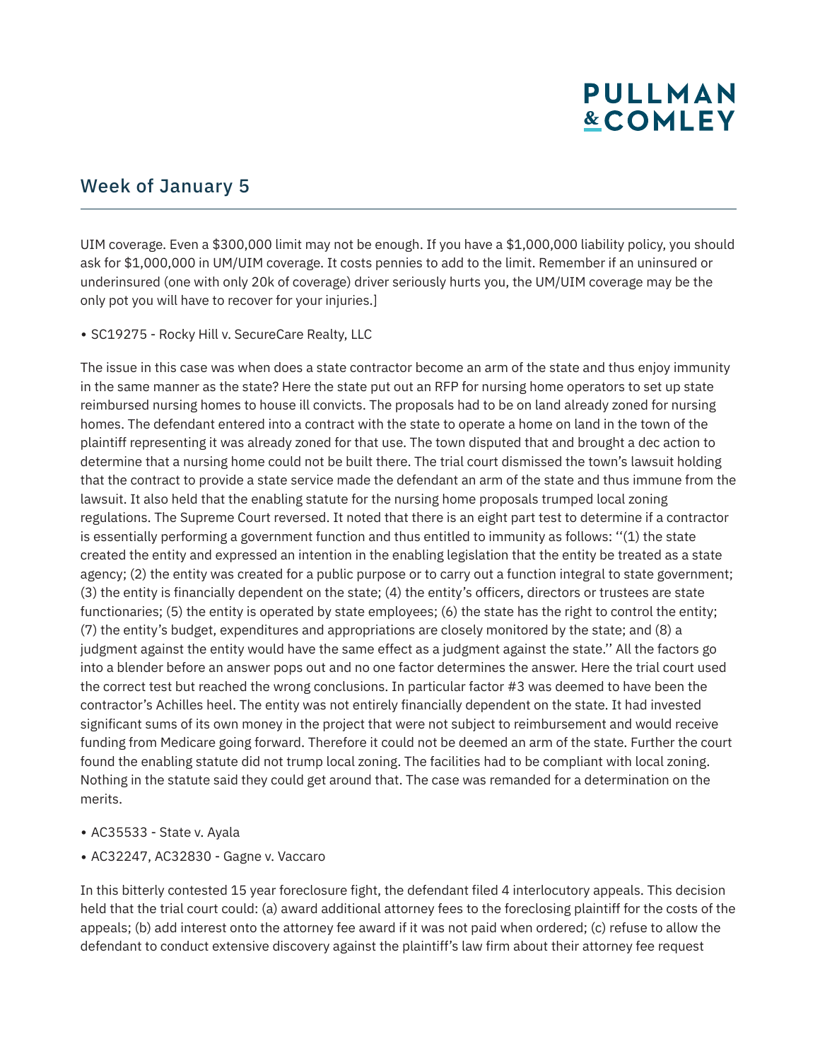## Week of January 5

UIM coverage. Even a $300,000 limit may not be enough. If you have a $1,000,000 liability policy, you should ask for $1,000,000 in UM/UIM coverage. It costs pennies to add to the limit. Remember if an uninsured or underinsured (one with only 20k of coverage) driver seriously hurts you, the UM/UIM coverage may be the only pot you will have to recover for your injuries.]

- SC19275 - Rocky Hill v. SecureCare Realty, LLC

The issue in this case was when does a state contractor become an arm of the state and thus enjoy immunity in the same manner as the state? Here the state put out an RFP for nursing home operators to set up state reimbursed nursing homes to house ill convicts. The proposals had to be on land already zoned for nursing homes. The defendant entered into a contract with the state to operate a home on land in the town of the plaintiff representing it was already zoned for that use. The town disputed that and brought a dec action to determine that a nursing home could not be built there. The trial court dismissed the town's lawsuit holding that the contract to provide a state service made the defendant an arm of the state and thus immune from the lawsuit. It also held that the enabling statute for the nursing home proposals trumped local zoning regulations. The Supreme Court reversed. It noted that there is an eight part test to determine if a contractor is essentially performing a government function and thus entitled to immunity as follows: ''(1) the state created the entity and expressed an intention in the enabling legislation that the entity be treated as a state agency; (2) the entity was created for a public purpose or to carry out a function integral to state government; (3) the entity is financially dependent on the state; (4) the entity's officers, directors or trustees are state functionaries; (5) the entity is operated by state employees; (6) the state has the right to control the entity; (7) the entity's budget, expenditures and appropriations are closely monitored by the state; and (8) a judgment against the entity would have the same effect as a judgment against the state.'' All the factors go into a blender before an answer pops out and no one factor determines the answer. Here the trial court used the correct test but reached the wrong conclusions. In particular factor #3 was deemed to have been the contractor's Achilles heel. The entity was not entirely financially dependent on the state. It had invested significant sums of its own money in the project that were not subject to reimbursement and would receive funding from Medicare going forward. Therefore it could not be deemed an arm of the state. Further the court found the enabling statute did not trump local zoning. The facilities had to be compliant with local zoning. Nothing in the statute said they could get around that. The case was remanded for a determination on the merits.

- AC35533 - State v. Ayala
- AC32247, AC32830 - Gagne v. Vaccaro

In this bitterly contested 15 year foreclosure fight, the defendant filed 4 interlocutory appeals. This decision held that the trial court could: (a) award additional attorney fees to the foreclosing plaintiff for the costs of the appeals; (b) add interest onto the attorney fee award if it was not paid when ordered; (c) refuse to allow the defendant to conduct extensive discovery against the plaintiff's law firm about their attorney fee request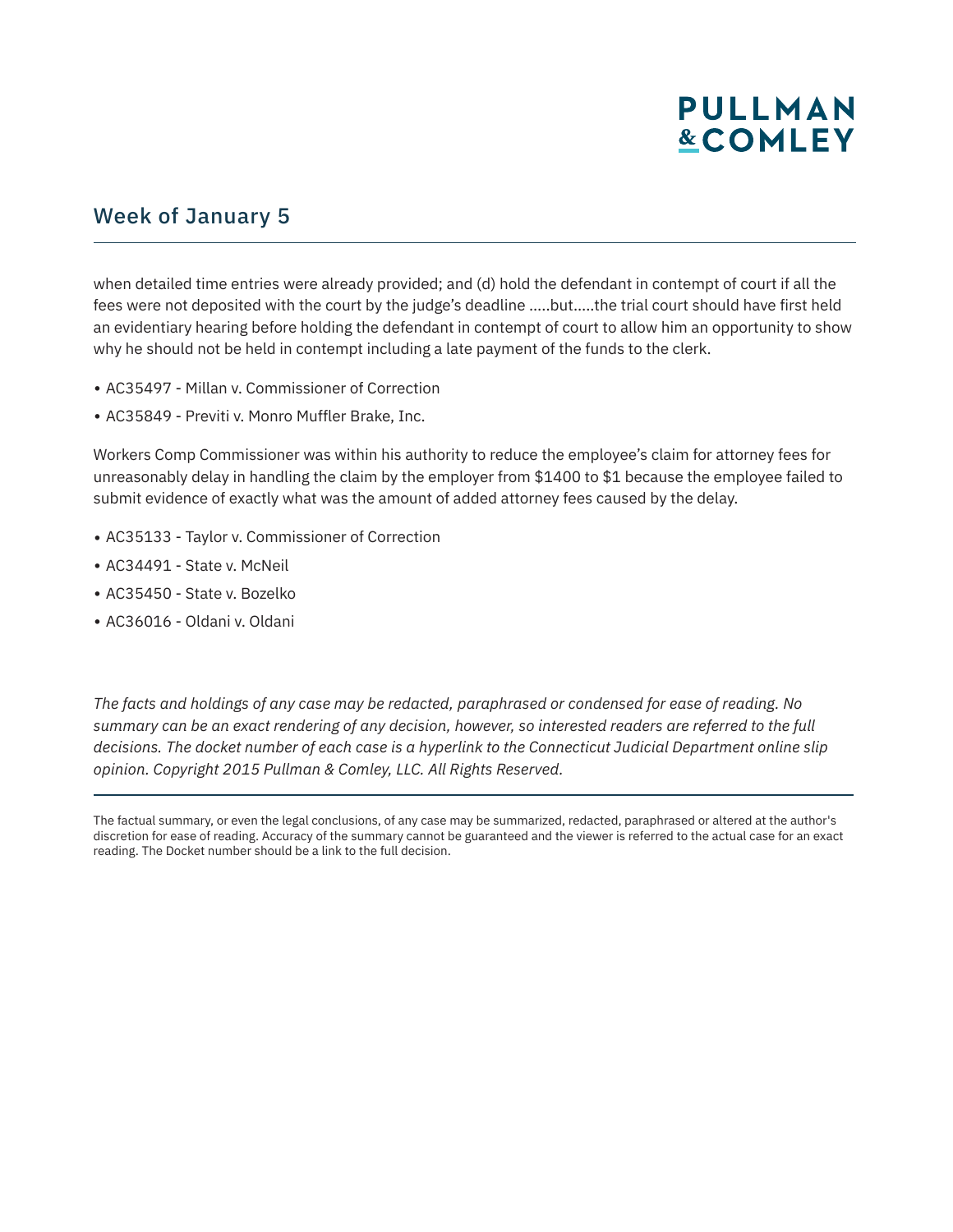## Week of January 5

when detailed time entries were already provided; and (d) hold the defendant in contempt of court if all the fees were not deposited with the court by the judge's deadline .....but.....the trial court should have first held an evidentiary hearing before holding the defendant in contempt of court to allow him an opportunity to show why he should not be held in contempt including a late payment of the funds to the clerk.

- AC35497 - Millan v. Commissioner of Correction
- AC35849 - Previti v. Monro Muffler Brake, Inc.

Workers Comp Commissioner was within his authority to reduce the employee's claim for attorney fees for unreasonably delay in handling the claim by the employer from $1400 to $1 because the employee failed to submit evidence of exactly what was the amount of added attorney fees caused by the delay.

- AC35133 - Taylor v. Commissioner of Correction
- AC34491 - State v. McNeil
- AC35450 - State v. Bozelko
- AC36016 - Oldani v. Oldani

*The facts and holdings of any case may be redacted, paraphrased or condensed for ease of reading. No summary can be an exact rendering of any decision, however, so interested readers are referred to the full decisions. The docket number of each case is a hyperlink to the Connecticut Judicial Department online slip opinion. Copyright 2015 Pullman & Comley, LLC. All Rights Reserved.*

---

The factual summary, or even the legal conclusions, of any case may be summarized, redacted, paraphrased or altered at the author's discretion for ease of reading. Accuracy of the summary cannot be guaranteed and the viewer is referred to the actual case for an exact reading. The Docket number should be a link to the full decision.